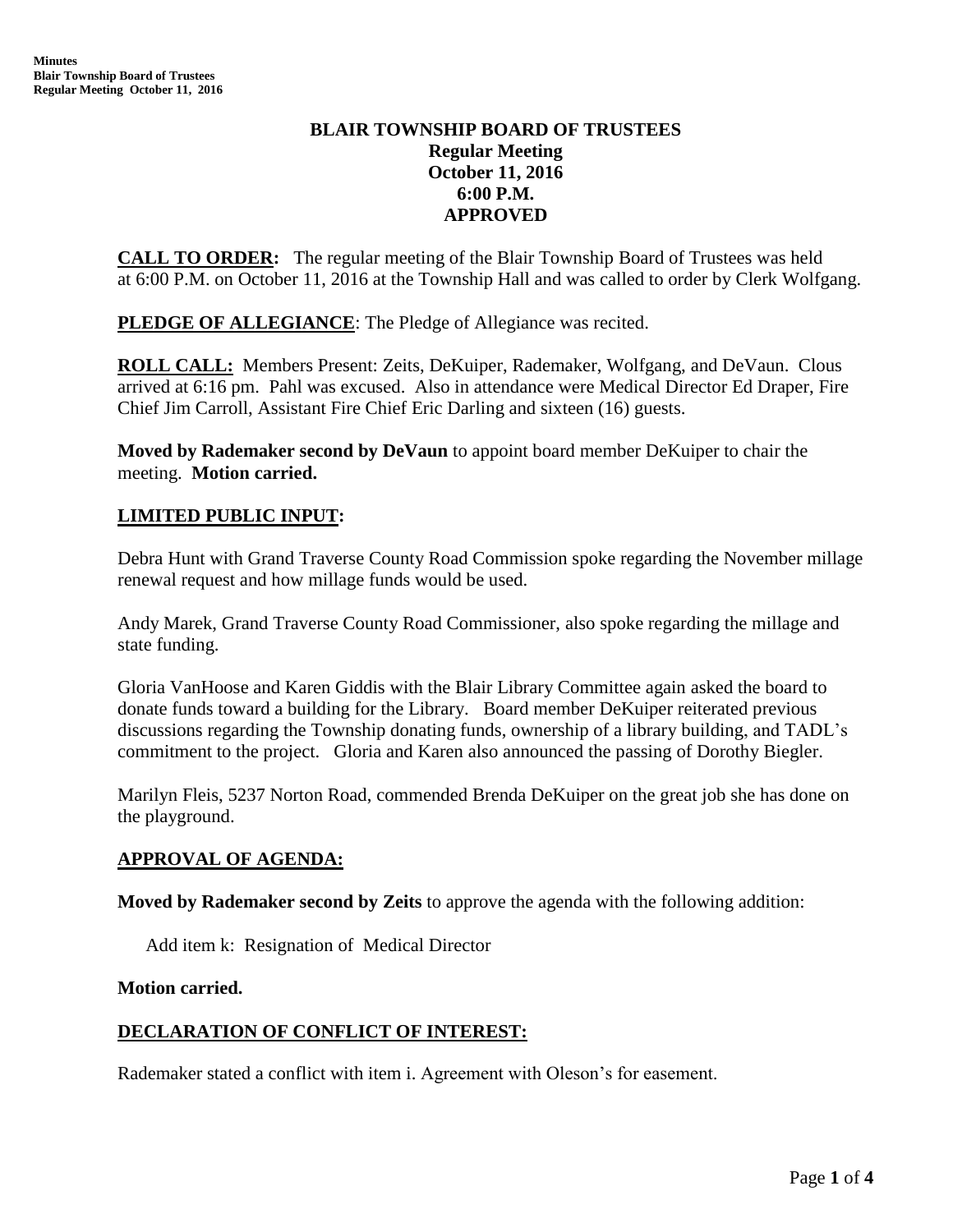# BLAIR TOWNSHIP BOARD OF TRUSTEES
## Regular Meeting
## October 11, 2016
## 6:00 P.M.
## APPROVED

**CALL TO ORDER:** The regular meeting of the Blair Township Board of Trustees was held at 6:00 P.M. on October 11, 2016 at the Township Hall and was called to order by Clerk Wolfgang.

**PLEDGE OF ALLEGIANCE**: The Pledge of Allegiance was recited.

**ROLL CALL:** Members Present: Zeits, DeKuiper, Rademaker, Wolfgang, and DeVaun. Clous arrived at 6:16 pm. Pahl was excused. Also in attendance were Medical Director Ed Draper, Fire Chief Jim Carroll, Assistant Fire Chief Eric Darling and sixteen (16) guests.

**Moved by Rademaker second by DeVaun** to appoint board member DeKuiper to chair the meeting. **Motion carried.**

**LIMITED PUBLIC INPUT:**

Debra Hunt with Grand Traverse County Road Commission spoke regarding the November millage renewal request and how millage funds would be used.

Andy Marek, Grand Traverse County Road Commissioner, also spoke regarding the millage and state funding.

Gloria VanHoose and Karen Giddis with the Blair Library Committee again asked the board to donate funds toward a building for the Library. Board member DeKuiper reiterated previous discussions regarding the Township donating funds, ownership of a library building, and TADL's commitment to the project. Gloria and Karen also announced the passing of Dorothy Biegler.

Marilyn Fleis, 5237 Norton Road, commended Brenda DeKuiper on the great job she has done on the playground.

**APPROVAL OF AGENDA:**

**Moved by Rademaker second by Zeits** to approve the agenda with the following addition:

Add item k: Resignation of Medical Director

**Motion carried.**

**DECLARATION OF CONFLICT OF INTEREST:**

Rademaker stated a conflict with item i. Agreement with Oleson's for easement.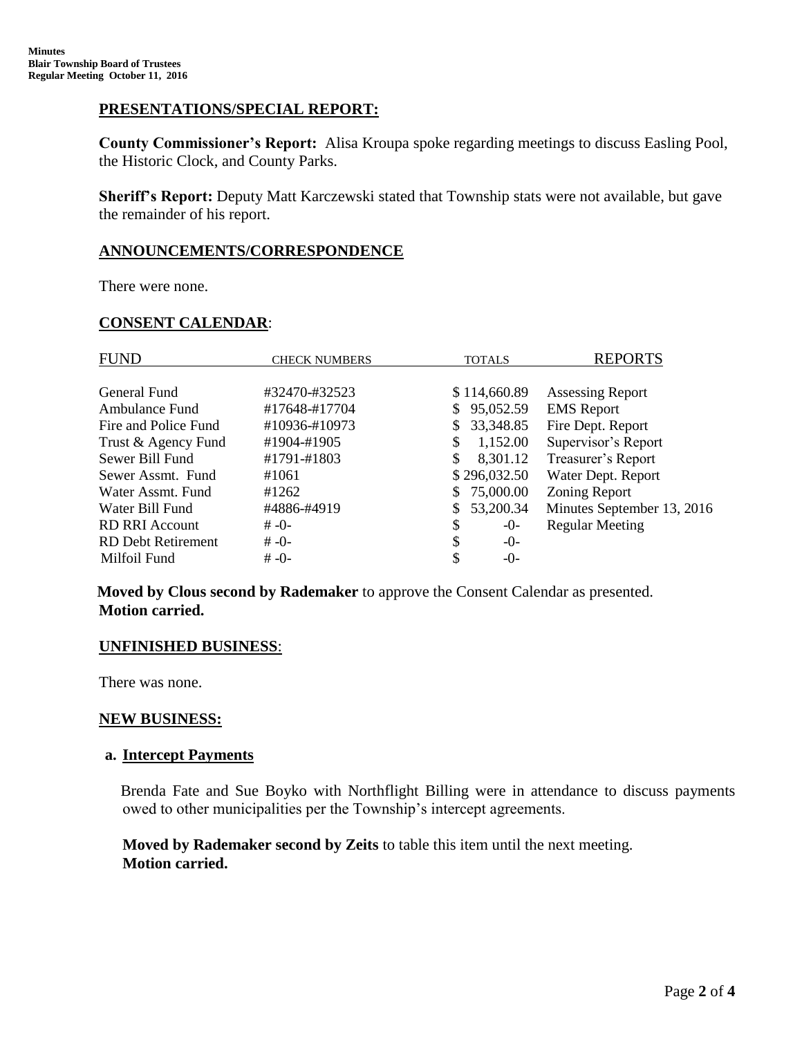**Minutes**
**Blair Township Board of Trustees**
**Regular Meeting October 11, 2016**

## PRESENTATIONS/SPECIAL REPORT:

**County Commissioner's Report:** Alisa Kroupa spoke regarding meetings to discuss Easling Pool, the Historic Clock, and County Parks.

**Sheriff's Report:** Deputy Matt Karczewski stated that Township stats were not available, but gave the remainder of his report.

## ANNOUNCEMENTS/CORRESPONDENCE

There were none.

## CONSENT CALENDAR:

| FUND | CHECK NUMBERS | TOTALS | REPORTS |
|---|---|---|---|
| General Fund | #32470-#32523 | $ 114,660.89 | Assessing Report |
| Ambulance Fund | #17648-#17704 | $ 95,052.59 | EMS Report |
| Fire and Police Fund | #10936-#10973 | $ 33,348.85 | Fire Dept. Report |
| Trust & Agency Fund | #1904-#1905 | $ 1,152.00 | Supervisor's Report |
| Sewer Bill Fund | #1791-#1803 | $ 8,301.12 | Treasurer's Report |
| Sewer Assmt. Fund | #1061 | $ 296,032.50 | Water Dept. Report |
| Water Assmt. Fund | #1262 | $ 75,000.00 | Zoning Report |
| Water Bill Fund | #4886-#4919 | $ 53,200.34 | Minutes September 13, 2016 |
| RD RRI Account | # -0- | $ -0- | Regular Meeting |
| RD Debt Retirement | # -0- | $ -0- | |
| Milfoil Fund | # -0- | $ -0- | |

**Moved by Clous second by Rademaker** to approve the Consent Calendar as presented.
**Motion carried.**

## UNFINISHED BUSINESS:

There was none.

## NEW BUSINESS:

### a. Intercept Payments

Brenda Fate and Sue Boyko with Northflight Billing were in attendance to discuss payments owed to other municipalities per the Township's intercept agreements.

**Moved by Rademaker second by Zeits** to table this item until the next meeting.
**Motion carried.**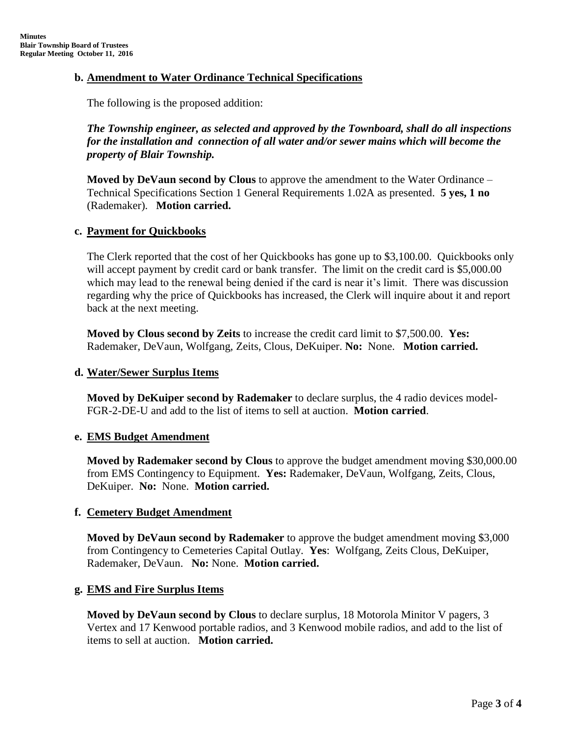**b. Amendment to Water Ordinance Technical Specifications**

The following is the proposed addition:

***The Township engineer, as selected and approved by the Townboard, shall do all inspections for the installation and connection of all water and/or sewer mains which will become the property of Blair Township.***

**Moved by DeVaun second by Clous** to approve the amendment to the Water Ordinance – Technical Specifications Section 1 General Requirements 1.02A as presented. **5 yes, 1 no** (Rademaker). **Motion carried.**

**c. Payment for Quickbooks**

The Clerk reported that the cost of her Quickbooks has gone up to $3,100.00. Quickbooks only will accept payment by credit card or bank transfer. The limit on the credit card is $5,000.00 which may lead to the renewal being denied if the card is near it's limit. There was discussion regarding why the price of Quickbooks has increased, the Clerk will inquire about it and report back at the next meeting.

**Moved by Clous second by Zeits** to increase the credit card limit to $7,500.00. **Yes:** Rademaker, DeVaun, Wolfgang, Zeits, Clous, DeKuiper. **No:** None. **Motion carried.**

**d. Water/Sewer Surplus Items**

**Moved by DeKuiper second by Rademaker** to declare surplus, the 4 radio devices model-FGR-2-DE-U and add to the list of items to sell at auction. **Motion carried**.

**e. EMS Budget Amendment**

**Moved by Rademaker second by Clous** to approve the budget amendment moving $30,000.00 from EMS Contingency to Equipment. **Yes:** Rademaker, DeVaun, Wolfgang, Zeits, Clous, DeKuiper. **No:** None. **Motion carried.**

**f. Cemetery Budget Amendment**

**Moved by DeVaun second by Rademaker** to approve the budget amendment moving $3,000 from Contingency to Cemeteries Capital Outlay. **Yes**: Wolfgang, Zeits Clous, DeKuiper, Rademaker, DeVaun. **No:** None. **Motion carried.**

**g. EMS and Fire Surplus Items**

**Moved by DeVaun second by Clous** to declare surplus, 18 Motorola Minitor V pagers, 3 Vertex and 17 Kenwood portable radios, and 3 Kenwood mobile radios, and add to the list of items to sell at auction. **Motion carried.**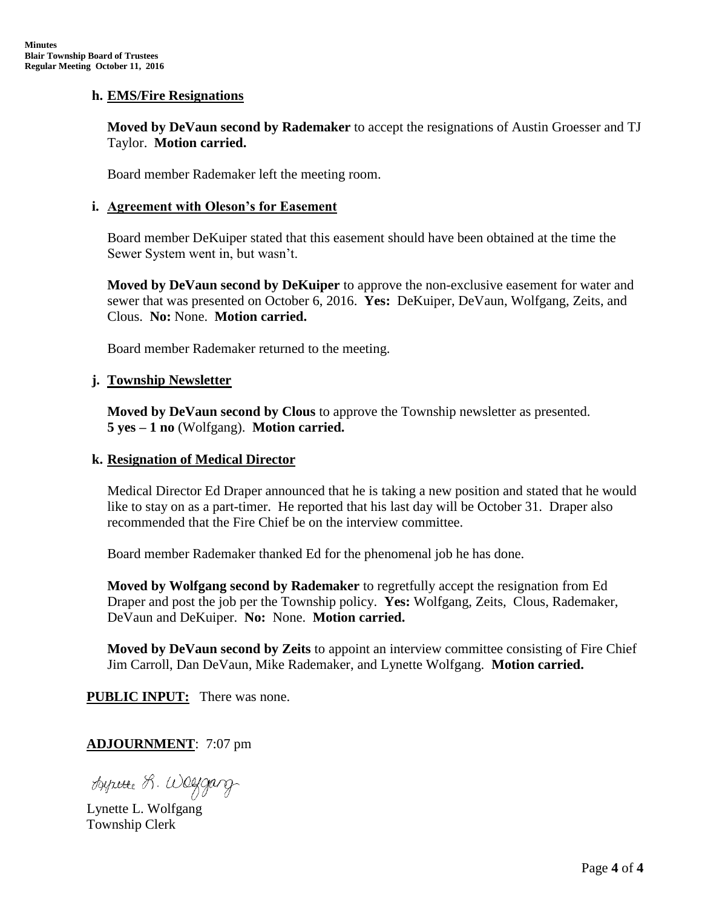**h. EMS/Fire Resignations**

**Moved by DeVaun second by Rademaker** to accept the resignations of Austin Groesser and TJ Taylor. **Motion carried.**

Board member Rademaker left the meeting room.

**i. Agreement with Oleson's for Easement**

Board member DeKuiper stated that this easement should have been obtained at the time the Sewer System went in, but wasn't.

**Moved by DeVaun second by DeKuiper** to approve the non-exclusive easement for water and sewer that was presented on October 6, 2016. **Yes:** DeKuiper, DeVaun, Wolfgang, Zeits, and Clous. **No:** None. **Motion carried.**

Board member Rademaker returned to the meeting.

**j. Township Newsletter**

**Moved by DeVaun second by Clous** to approve the Township newsletter as presented. **5 yes – 1 no** (Wolfgang). **Motion carried.**

**k. Resignation of Medical Director**

Medical Director Ed Draper announced that he is taking a new position and stated that he would like to stay on as a part-timer. He reported that his last day will be October 31. Draper also recommended that the Fire Chief be on the interview committee.

Board member Rademaker thanked Ed for the phenomenal job he has done.

**Moved by Wolfgang second by Rademaker** to regretfully accept the resignation from Ed Draper and post the job per the Township policy. **Yes:** Wolfgang, Zeits, Clous, Rademaker, DeVaun and DeKuiper. **No:** None. **Motion carried.**

**Moved by DeVaun second by Zeits** to appoint an interview committee consisting of Fire Chief Jim Carroll, Dan DeVaun, Mike Rademaker, and Lynette Wolfgang. **Motion carried.**

**PUBLIC INPUT:** There was none.

**ADJOURNMENT**: 7:07 pm

Lynette L. Wolfgang
Township Clerk